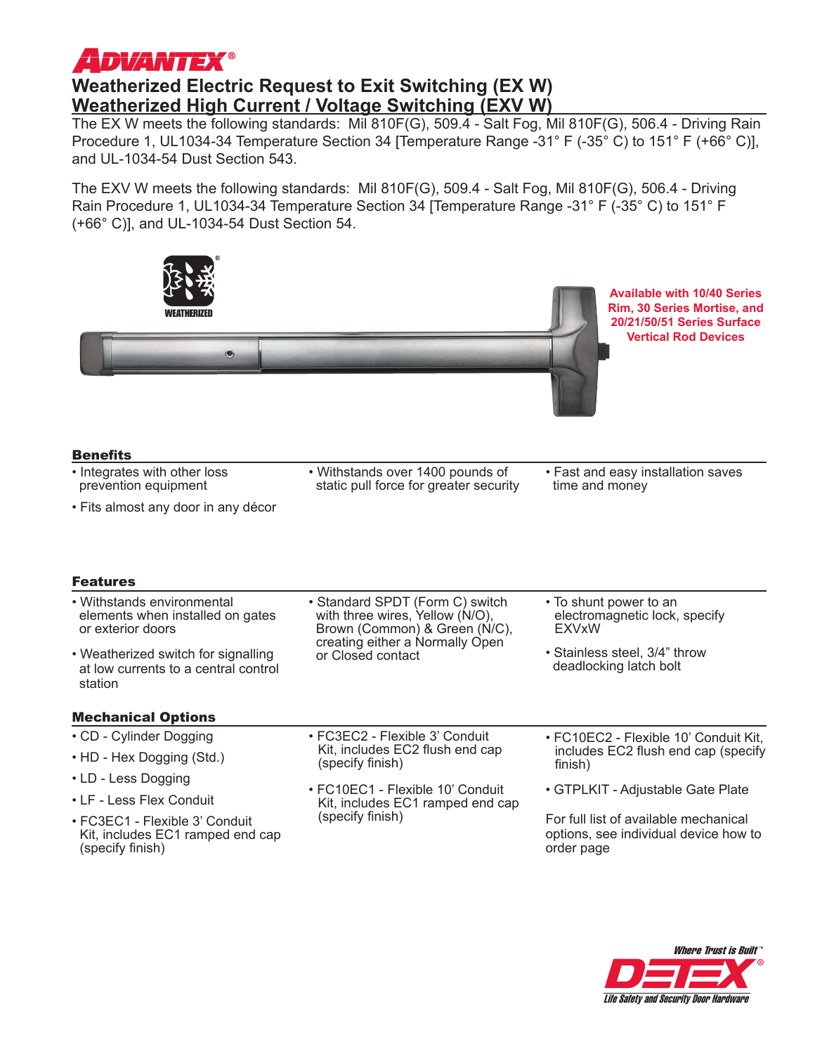# ADVANTEX®

## Weatherized Electric Request to Exit Switching (EX W)
## Weatherized High Current / Voltage Switching (EXV W)

The EX W meets the following standards: Mil 810F(G), 509.4 - Salt Fog, Mil 810F(G), 506.4 - Driving Rain Procedure 1, UL1034-34 Temperature Section 34 [Temperature Range -31° F (-35° C) to 151° F (+66° C)], and UL-1034-54 Dust Section 543.

The EXV W meets the following standards: Mil 810F(G), 509.4 - Salt Fog, Mil 810F(G), 506.4 - Driving Rain Procedure 1, UL1034-34 Temperature Section 34 [Temperature Range -31° F (-35° C) to 151° F (+66° C)], and UL-1034-54 Dust Section 54.

WEATHERIZED

**Available with 10/40 Series Rim, 30 Series Mortise, and 20/21/50/51 Series Surface Vertical Rod Devices**

### Benefits

- Integrates with other loss prevention equipment
- Fits almost any door in any décor
- Withstands over 1400 pounds of static pull force for greater security
- Fast and easy installation saves time and money

### Features

- Withstands environmental elements when installed on gates or exterior doors
- Weatherized switch for signalling at low currents to a central control station
- Standard SPDT (Form C) switch with three wires, Yellow (N/O), Brown (Common) & Green (N/C), creating either a Normally Open or Closed contact
- To shunt power to an electromagnetic lock, specify EXVxW
- Stainless steel, 3/4" throw deadlocking latch bolt

### Mechanical Options

- CD - Cylinder Dogging
- HD - Hex Dogging (Std.)
- LD - Less Dogging
- LF - Less Flex Conduit
- FC3EC1 - Flexible 3' Conduit Kit, includes EC1 ramped end cap (specify finish)
- FC3EC2 - Flexible 3' Conduit Kit, includes EC2 flush end cap (specify finish)
- FC10EC1 - Flexible 10' Conduit Kit, includes EC1 ramped end cap (specify finish)
- FC10EC2 - Flexible 10' Conduit Kit, includes EC2 flush end cap (specify finish)
- GTPLKIT - Adjustable Gate Plate

For full list of available mechanical options, see individual device how to order page

*Where Trust is Built™*
**DETEX®**
*Life Safety and Security Door Hardware*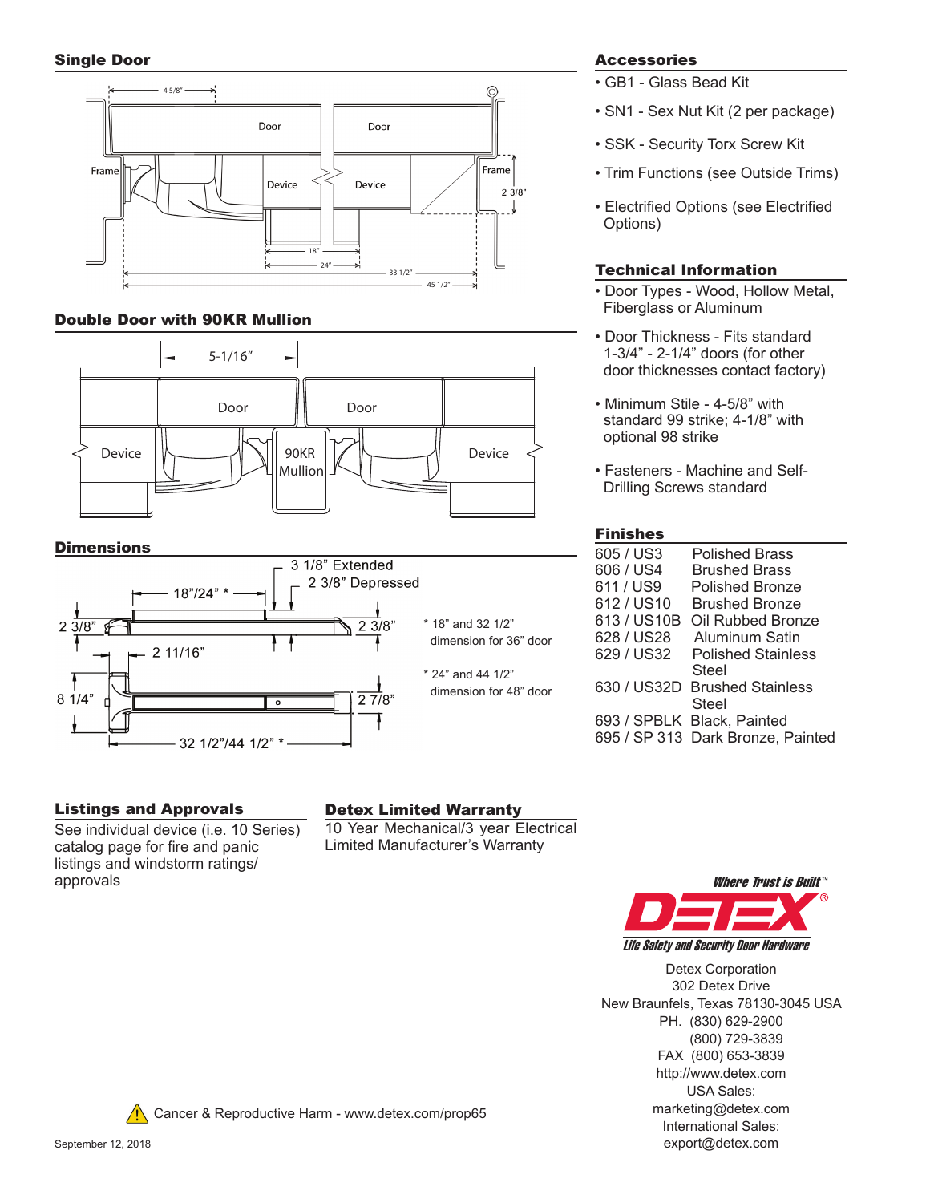## Single Door

Door
Door
Frame
Device
Device
Frame
4 5/8"
2 3/8"
18"
24"
33 1/2"
45 1/2"

## Double Door with 90KR Mullion

5-1/16"
Door
Door
Device
90KR Mullion
Device

## Dimensions

3 1/8" Extended
2 3/8" Depressed
18"/24" *
2 3/8"
2 3/8"
2 11/16"
8 1/4"
2 7/8"
32 1/2"/44 1/2" *

\* 18" and 32 1/2" dimension for 36" door

\* 24" and 44 1/2" dimension for 48" door

## Accessories

- GB1 - Glass Bead Kit
- SN1 - Sex Nut Kit (2 per package)
- SSK - Security Torx Screw Kit
- Trim Functions (see Outside Trims)
- Electrified Options (see Electrified Options)

## Technical Information

- Door Types - Wood, Hollow Metal, Fiberglass or Aluminum
- Door Thickness - Fits standard 1-3/4" - 2-1/4" doors (for other door thicknesses contact factory)
- Minimum Stile - 4-5/8" with standard 99 strike; 4-1/8" with optional 98 strike
- Fasteners - Machine and Self-Drilling Screws standard

## Finishes

| | |
|---|---|
| 605 / US3 | Polished Brass |
| 606 / US4 | Brushed Brass |
| 611 / US9 | Polished Bronze |
| 612 / US10 | Brushed Bronze |
| 613 / US10B | Oil Rubbed Bronze |
| 628 / US28 | Aluminum Satin |
| 629 / US32 | Polished Stainless Steel |
| 630 / US32D | Brushed Stainless Steel |
| 693 / SPBLK | Black, Painted |
| 695 / SP 313 | Dark Bronze, Painted |

## Listings and Approvals

See individual device (i.e. 10 Series) catalog page for fire and panic listings and windstorm ratings/ approvals

## Detex Limited Warranty

10 Year Mechanical/3 year Electrical Limited Manufacturer's Warranty

*Where Trust is Built*™

DETEX®

*Life Safety and Security Door Hardware*

Detex Corporation
302 Detex Drive
New Braunfels, Texas 78130-3045 USA
PH. (830) 629-2900
(800) 729-3839
FAX (800) 653-3839
http://www.detex.com
USA Sales:
marketing@detex.com
International Sales:
export@detex.com

Cancer & Reproductive Harm - www.detex.com/prop65

September 12, 2018